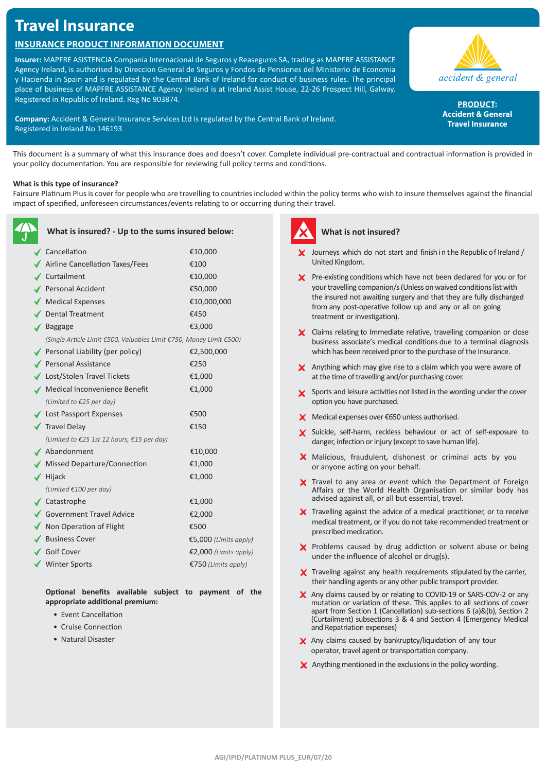# Travel Insurance

## INSURANCE PRODUCT INFORMATION DOCUMENT

**Insurer:** MAPFRE ASISTENCIA Compania Internacional de Seguros y Reaseguros SA, trading as MAPFRE ASSISTANCE Agency Ireland, is authorised by Direccion General de Seguros y Fondos de Pensiones del Ministerio de Economia y Hacienda in Spain and is regulated by the Central Bank of Ireland for conduct of business rules. The principal place of business of MAPFRE ASSISTANCE Agency Ireland is at Ireland Assist House, 22-26 Prospect Hill, Galway. Registered in Republic of Ireland. Reg No 903874.

**Company:** Accident & General Insurance Services Ltd is regulated by the Central Bank of Ireland. Registered in Ireland No 146193

accident & general

**PRODUCT:**
**Accident & General Travel Insurance**

This document is a summary of what this insurance does and doesn't cover. Complete individual pre-contractual and contractual information is provided in your policy documentation. You are responsible for reviewing full policy terms and conditions.

**What is this type of insurance?**
Fairsure Platinum Plus is cover for people who are travelling to countries included within the policy terms who wish to insure themselves against the financial impact of specified, unforeseen circumstances/events relating to or occurring during their travel.

### What is insured? - Up to the sums insured below:

| Cover | Sum insured |
|---|---|
| ✓ Cancellation | €10,000 |
| ✓ Airline Cancellation Taxes/Fees | €100 |
| ✓ Curtailment | €10,000 |
| ✓ Personal Accident | €50,000 |
| ✓ Medical Expenses | €10,000,000 |
| ✓ Dental Treatment | €450 |
| ✓ Baggage | €3,000 |
| *(Single Article Limit €500, Valuables Limit €750, Money Limit €500)* | |
| ✓ Personal Liability (per policy) | €2,500,000 |
| ✓ Personal Assistance | €250 |
| ✓ Lost/Stolen Travel Tickets | €1,000 |
| ✓ Medical Inconvenience Benefit | €1,000 |
| *(Limited to €25 per day)* | |
| ✓ Lost Passport Expenses | €500 |
| ✓ Travel Delay | €150 |
| *(Limited to €25 1st 12 hours, €15 per day)* | |
| ✓ Abandonment | €10,000 |
| ✓ Missed Departure/Connection | €1,000 |
| ✓ Hijack | €1,000 |
| *(Limited €100 per day)* | |
| ✓ Catastrophe | €1,000 |
| ✓ Government Travel Advice | €2,000 |
| ✓ Non Operation of Flight | €500 |
| ✓ Business Cover | €5,000 *(Limits apply)* |
| ✓ Golf Cover | €2,000 *(Limits apply)* |
| ✓ Winter Sports | €750 *(Limits apply)* |

**Optional benefits available subject to payment of the appropriate additional premium:**

- Event Cancellation
- Cruise Connection
- Natural Disaster

### What is not insured?

- ✗ Journeys which do not start and finish in the Republic of Ireland / United Kingdom.
- ✗ Pre-existing conditions which have not been declared for you or for your travelling companion/s (Unless on waived conditions list with the insured not awaiting surgery and that they are fully discharged from any post-operative follow up and any or all on going treatment or investigation).
- ✗ Claims relating to Immediate relative, travelling companion or close business associate's medical conditions due to a terminal diagnosis which has been received prior to the purchase of the Insurance.
- ✗ Anything which may give rise to a claim which you were aware of at the time of travelling and/or purchasing cover.
- ✗ Sports and leisure activities not listed in the wording under the cover option you have purchased.
- ✗ Medical expenses over €650 unless authorised.
- ✗ Suicide, self-harm, reckless behaviour or act of self-exposure to danger, infection or injury (except to save human life).
- ✗ Malicious, fraudulent, dishonest or criminal acts by you or anyone acting on your behalf.
- ✗ Travel to any area or event which the Department of Foreign Affairs or the World Health Organisation or similar body has advised against all, or all but essential, travel.
- ✗ Travelling against the advice of a medical practitioner, or to receive medical treatment, or if you do not take recommended treatment or prescribed medication.
- ✗ Problems caused by drug addiction or solvent abuse or being under the influence of alcohol or drug(s).
- ✗ Traveling against any health requirements stipulated by the carrier, their handling agents or any other public transport provider.
- ✗ Any claims caused by or relating to COVID-19 or SARS-COV-2 or any mutation or variation of these. This applies to all sections of cover apart from Section 1 (Cancellation) sub-sections 6 (a)&(b), Section 2 (Curtailment) subsections 3 & 4 and Section 4 (Emergency Medical and Repatriation expenses)
- ✗ Any claims caused by bankruptcy/liquidation of any tour operator, travel agent or transportation company.
- ✗ Anything mentioned in the exclusions in the policy wording.

AGI/IPID/PLATINUM PLUS_EUR/07/20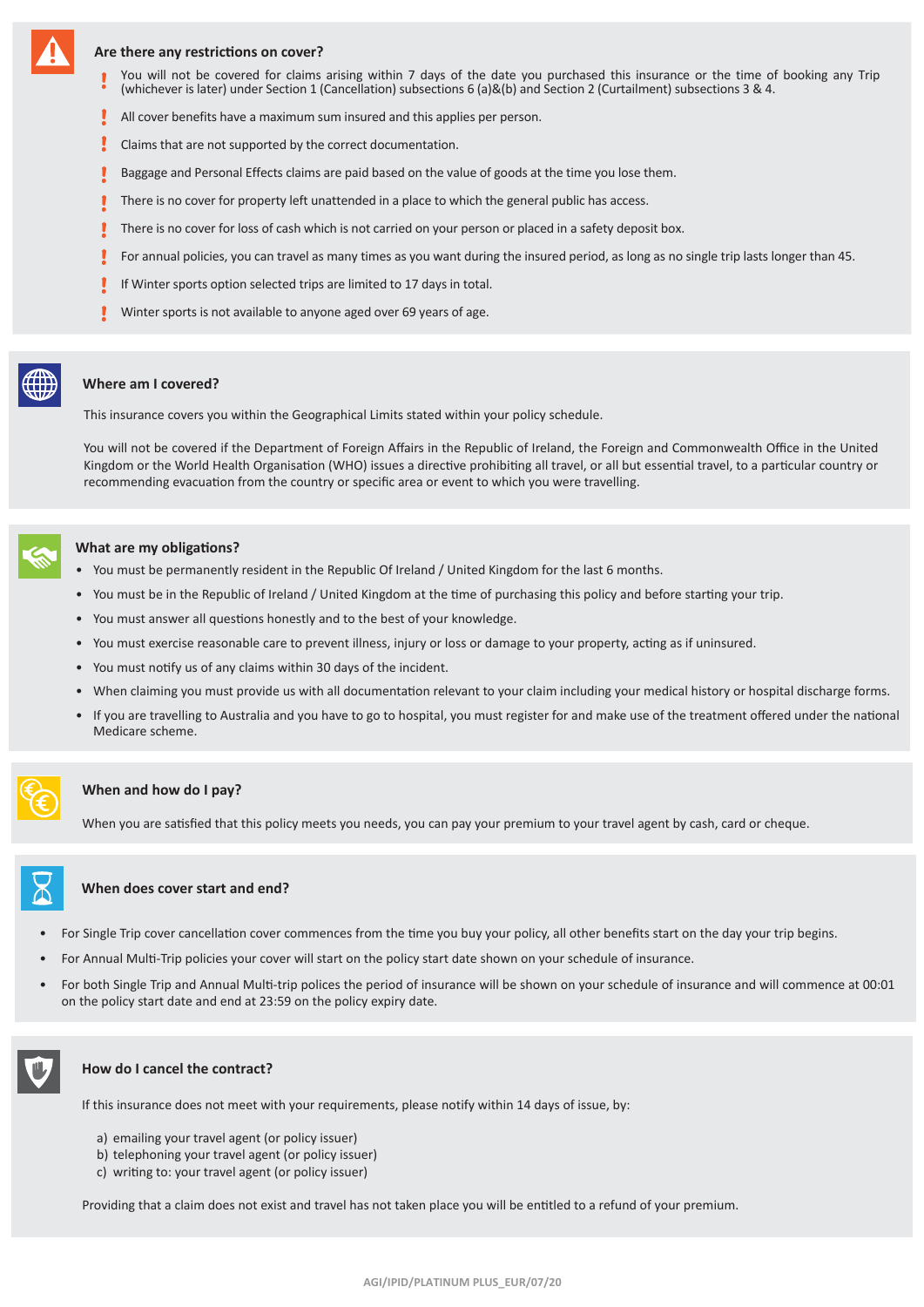## Are there any restrictions on cover?

- You will not be covered for claims arising within 7 days of the date you purchased this insurance or the time of booking any Trip (whichever is later) under Section 1 (Cancellation) subsections 6 (a)&(b) and Section 2 (Curtailment) subsections 3 & 4.
- All cover benefits have a maximum sum insured and this applies per person.
- Claims that are not supported by the correct documentation.
- Baggage and Personal Effects claims are paid based on the value of goods at the time you lose them.
- There is no cover for property left unattended in a place to which the general public has access.
- There is no cover for loss of cash which is not carried on your person or placed in a safety deposit box.
- For annual policies, you can travel as many times as you want during the insured period, as long as no single trip lasts longer than 45.
- If Winter sports option selected trips are limited to 17 days in total.
- Winter sports is not available to anyone aged over 69 years of age.

## Where am I covered?

This insurance covers you within the Geographical Limits stated within your policy schedule.

You will not be covered if the Department of Foreign Affairs in the Republic of Ireland, the Foreign and Commonwealth Office in the United Kingdom or the World Health Organisation (WHO) issues a directive prohibiting all travel, or all but essential travel, to a particular country or recommending evacuation from the country or specific area or event to which you were travelling.

## What are my obligations?

- You must be permanently resident in the Republic Of Ireland / United Kingdom for the last 6 months.
- You must be in the Republic of Ireland / United Kingdom at the time of purchasing this policy and before starting your trip.
- You must answer all questions honestly and to the best of your knowledge.
- You must exercise reasonable care to prevent illness, injury or loss or damage to your property, acting as if uninsured.
- You must notify us of any claims within 30 days of the incident.
- When claiming you must provide us with all documentation relevant to your claim including your medical history or hospital discharge forms.
- If you are travelling to Australia and you have to go to hospital, you must register for and make use of the treatment offered under the national Medicare scheme.

## When and how do I pay?

When you are satisfied that this policy meets you needs, you can pay your premium to your travel agent by cash, card or cheque.

## When does cover start and end?

- For Single Trip cover cancellation cover commences from the time you buy your policy, all other benefits start on the day your trip begins.
- For Annual Multi-Trip policies your cover will start on the policy start date shown on your schedule of insurance.
- For both Single Trip and Annual Multi-trip polices the period of insurance will be shown on your schedule of insurance and will commence at 00:01 on the policy start date and end at 23:59 on the policy expiry date.

## How do I cancel the contract?

If this insurance does not meet with your requirements, please notify within 14 days of issue, by:

a) emailing your travel agent (or policy issuer)
b) telephoning your travel agent (or policy issuer)
c) writing to: your travel agent (or policy issuer)

Providing that a claim does not exist and travel has not taken place you will be entitled to a refund of your premium.

AGI/IPID/PLATINUM PLUS_EUR/07/20